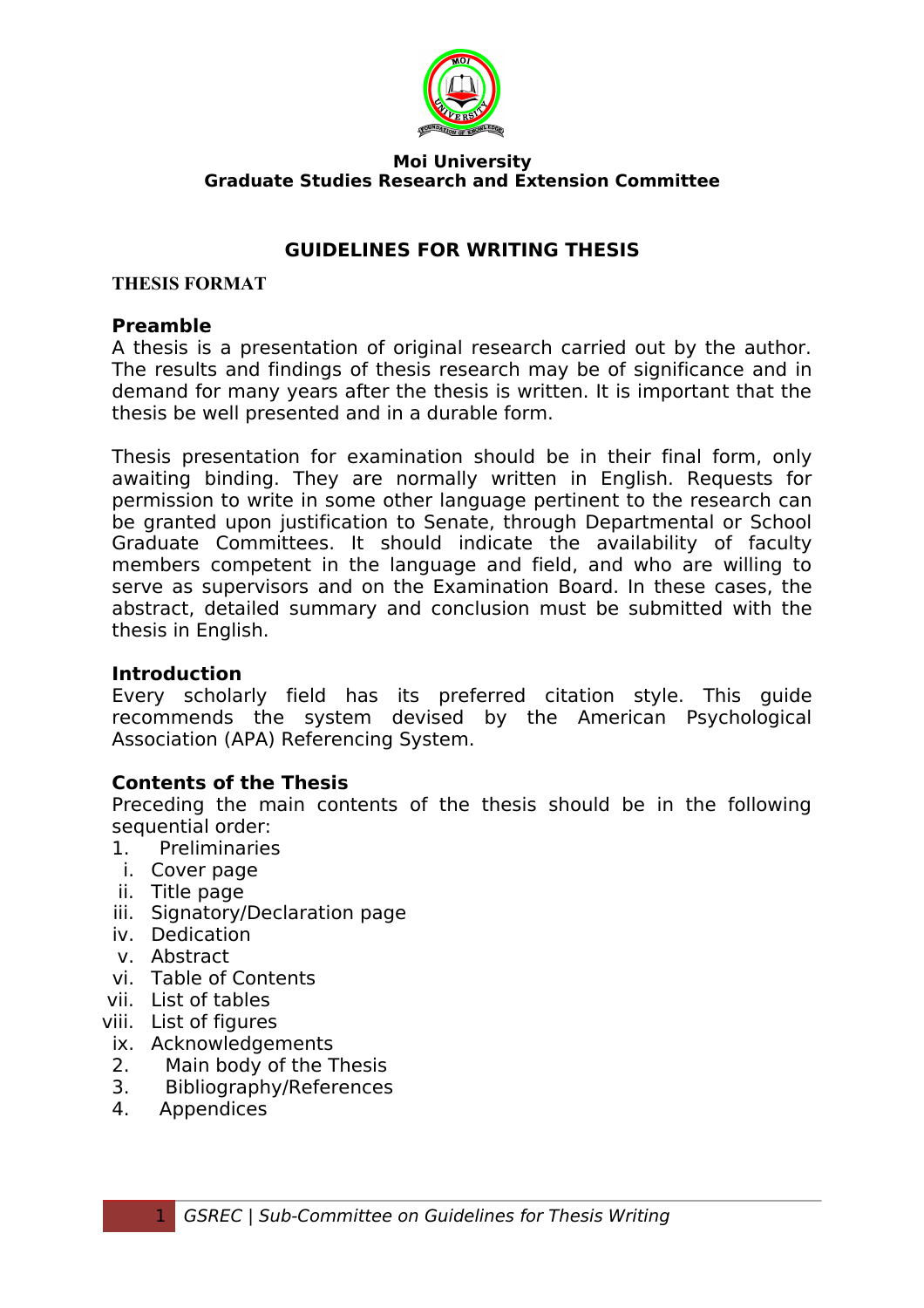**Moi University**
**Graduate Studies Research and Extension Committee**

# GUIDELINES FOR WRITING THESIS

## THESIS FORMAT

### Preamble

A thesis is a presentation of original research carried out by the author. The results and findings of thesis research may be of significance and in demand for many years after the thesis is written. It is important that the thesis be well presented and in a durable form.

Thesis presentation for examination should be in their final form, only awaiting binding. They are normally written in English. Requests for permission to write in some other language pertinent to the research can be granted upon justification to Senate, through Departmental or School Graduate Committees. It should indicate the availability of faculty members competent in the language and field, and who are willing to serve as supervisors and on the Examination Board. In these cases, the abstract, detailed summary and conclusion must be submitted with the thesis in English.

### Introduction

Every scholarly field has its preferred citation style. This guide recommends the system devised by the American Psychological Association (APA) Referencing System.

### Contents of the Thesis

Preceding the main contents of the thesis should be in the following sequential order:

1. Preliminaries
   - i. Cover page
   - ii. Title page
   - iii. Signatory/Declaration page
   - iv. Dedication
   - v. Abstract
   - vi. Table of Contents
   - vii. List of tables
   - viii. List of figures
   - ix. Acknowledgements
2. Main body of the Thesis
3. Bibliography/References
4. Appendices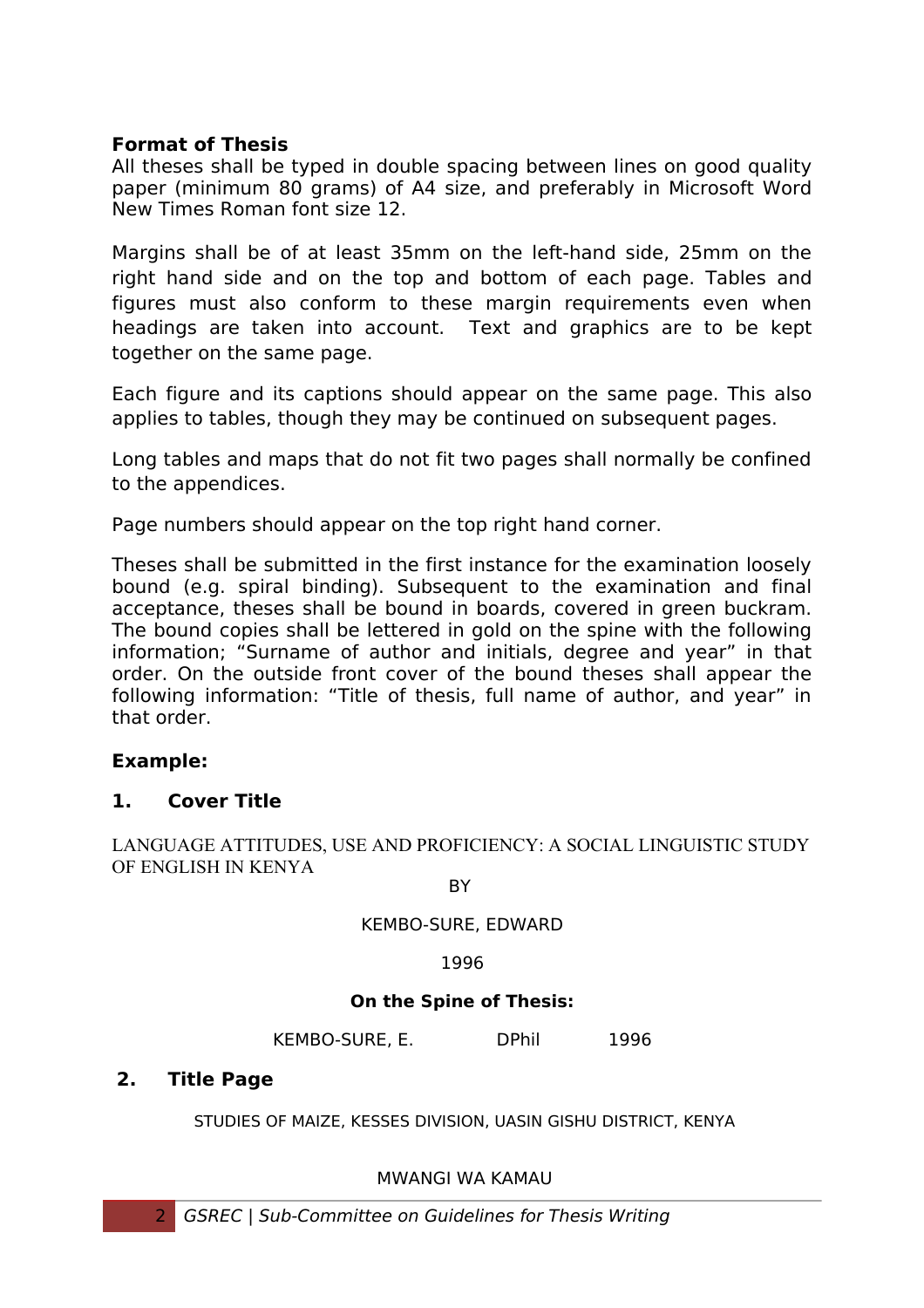**Format of Thesis**

All theses shall be typed in double spacing between lines on good quality paper (minimum 80 grams) of A4 size, and preferably in Microsoft Word New Times Roman font size 12.

Margins shall be of at least 35mm on the left-hand side, 25mm on the right hand side and on the top and bottom of each page. Tables and figures must also conform to these margin requirements even when headings are taken into account. Text and graphics are to be kept together on the same page.

Each figure and its captions should appear on the same page. This also applies to tables, though they may be continued on subsequent pages.

Long tables and maps that do not fit two pages shall normally be confined to the appendices.

Page numbers should appear on the top right hand corner.

Theses shall be submitted in the first instance for the examination loosely bound (e.g. spiral binding). Subsequent to the examination and final acceptance, theses shall be bound in boards, covered in green buckram. The bound copies shall be lettered in gold on the spine with the following information; "Surname of author and initials, degree and year" in that order. On the outside front cover of the bound theses shall appear the following information: "Title of thesis, full name of author, and year" in that order.

**Example:**

**1. Cover Title**

LANGUAGE ATTITUDES, USE AND PROFICIENCY: A SOCIAL LINGUISTIC STUDY OF ENGLISH IN KENYA

BY

KEMBO-SURE, EDWARD

1996

**On the Spine of Thesis:**

KEMBO-SURE, E. DPhil 1996

**2. Title Page**

STUDIES OF MAIZE, KESSES DIVISION, UASIN GISHU DISTRICT, KENYA

MWANGI WA KAMAU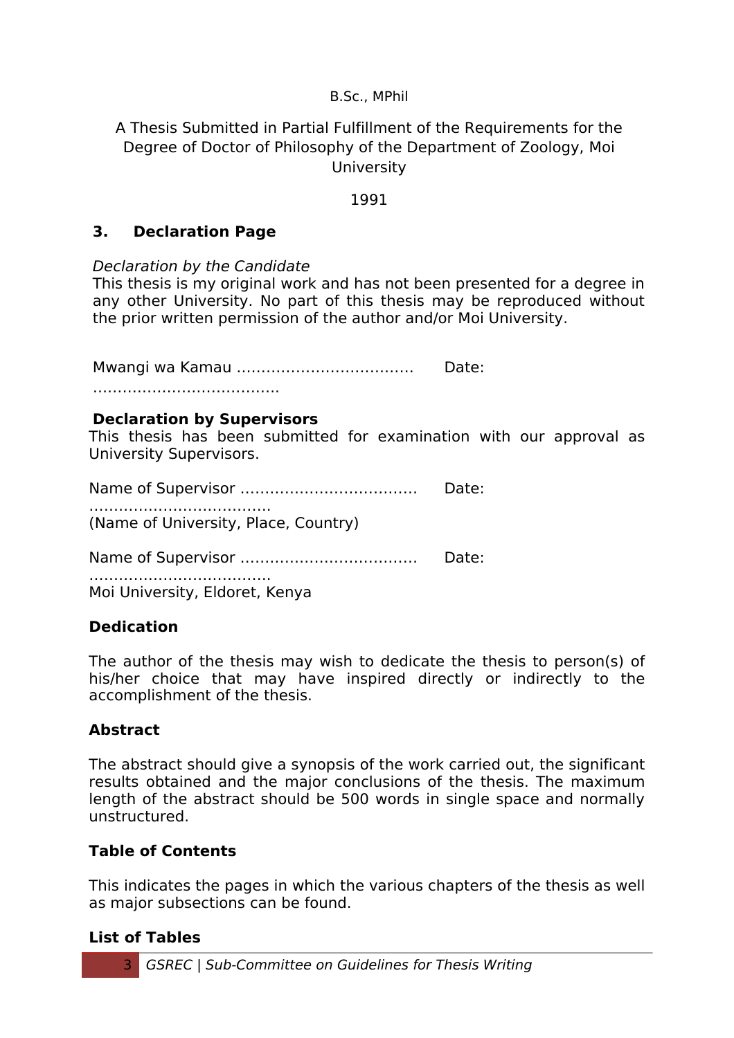B.Sc., MPhil

A Thesis Submitted in Partial Fulfillment of the Requirements for the Degree of Doctor of Philosophy of the Department of Zoology, Moi University

1991

## 3. Declaration Page

*Declaration by the Candidate*

This thesis is my original work and has not been presented for a degree in any other University. No part of this thesis may be reproduced without the prior written permission of the author and/or Moi University.

Mwangi wa Kamau ……………………………… Date: ……………………………….

**Declaration by Supervisors**

This thesis has been submitted for examination with our approval as University Supervisors.

Name of Supervisor ……………………………… Date: ………………………………
(Name of University, Place, Country)

Name of Supervisor ……………………………… Date: ………………………………
Moi University, Eldoret, Kenya

### Dedication

The author of the thesis may wish to dedicate the thesis to person(s) of his/her choice that may have inspired directly or indirectly to the accomplishment of the thesis.

### Abstract

The abstract should give a synopsis of the work carried out, the significant results obtained and the major conclusions of the thesis. The maximum length of the abstract should be 500 words in single space and normally unstructured.

### Table of Contents

This indicates the pages in which the various chapters of the thesis as well as major subsections can be found.

### List of Tables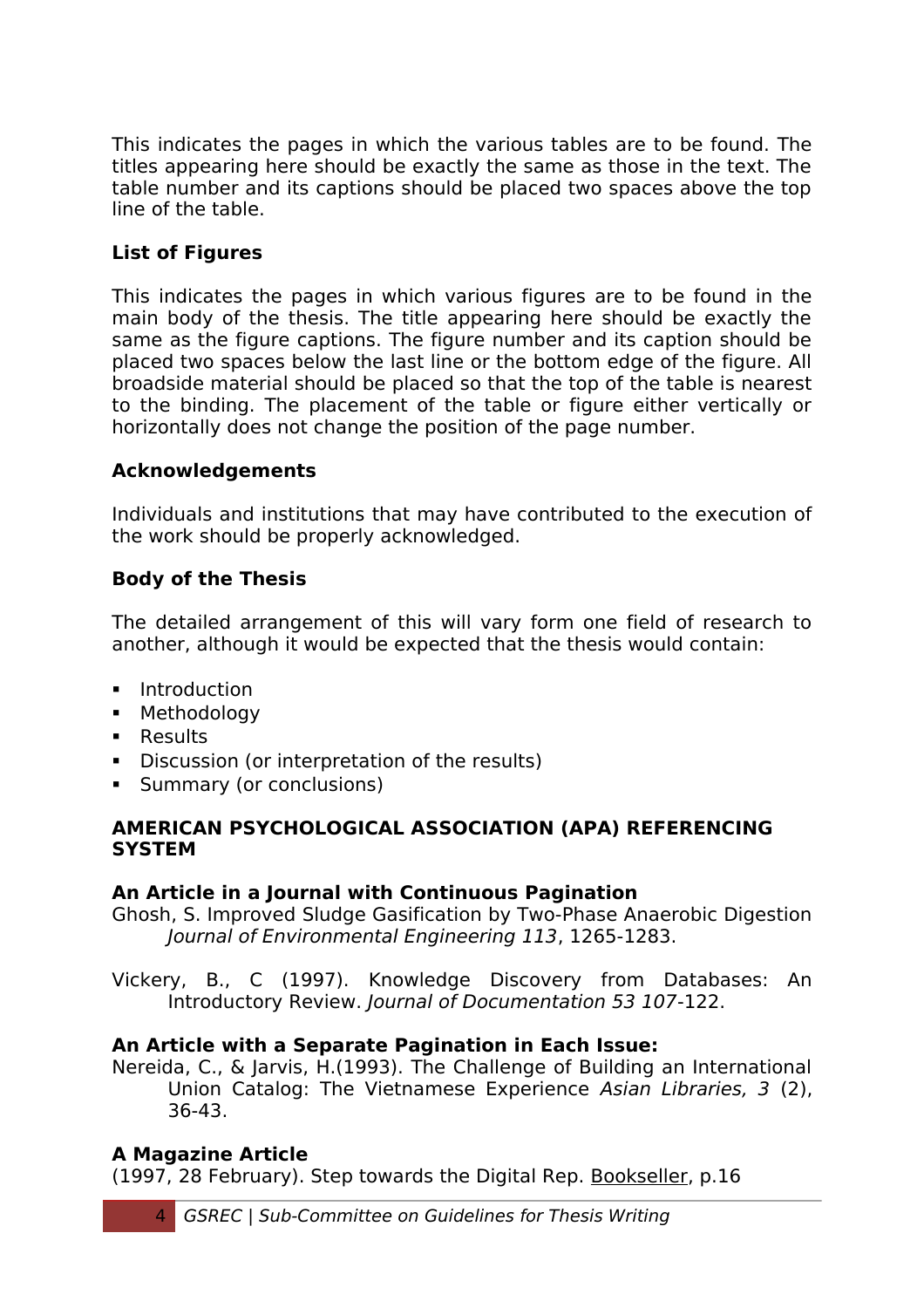This indicates the pages in which the various tables are to be found. The titles appearing here should be exactly the same as those in the text. The table number and its captions should be placed two spaces above the top line of the table.

**List of Figures**

This indicates the pages in which various figures are to be found in the main body of the thesis. The title appearing here should be exactly the same as the figure captions. The figure number and its caption should be placed two spaces below the last line or the bottom edge of the figure. All broadside material should be placed so that the top of the table is nearest to the binding. The placement of the table or figure either vertically or horizontally does not change the position of the page number.

**Acknowledgements**

Individuals and institutions that may have contributed to the execution of the work should be properly acknowledged.

**Body of the Thesis**

The detailed arrangement of this will vary form one field of research to another, although it would be expected that the thesis would contain:

- Introduction
- Methodology
- Results
- Discussion (or interpretation of the results)
- Summary (or conclusions)

**AMERICAN PSYCHOLOGICAL ASSOCIATION (APA) REFERENCING SYSTEM**

**An Article in a Journal with Continuous Pagination**

Ghosh, S. Improved Sludge Gasification by Two-Phase Anaerobic Digestion *Journal of Environmental Engineering 113*, 1265-1283.

Vickery, B., C (1997). Knowledge Discovery from Databases: An Introductory Review. *Journal of Documentation 53 107*-122.

**An Article with a Separate Pagination in Each Issue:**

Nereida, C., & Jarvis, H.(1993). The Challenge of Building an International Union Catalog: The Vietnamese Experience *Asian Libraries, 3* (2), 36-43.

**A Magazine Article**

(1997, 28 February). Step towards the Digital Rep. <u>Bookseller</u>, p.16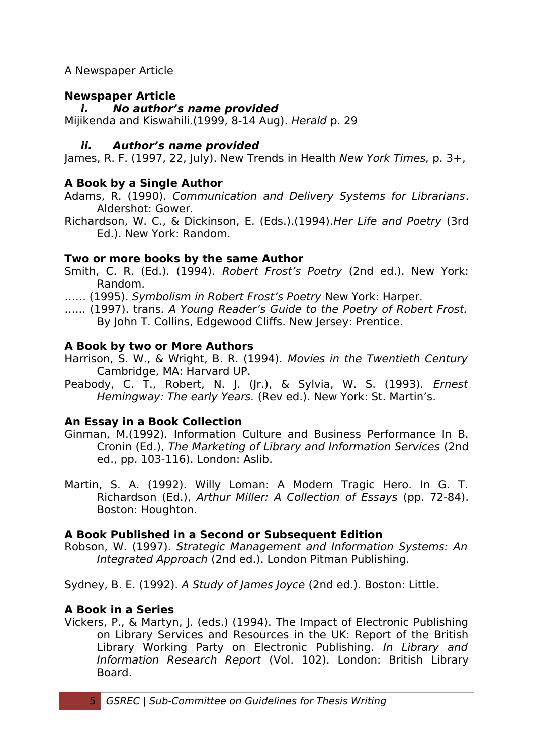A Newspaper Article

**Newspaper Article**

***i. No author's name provided***

Mijikenda and Kiswahili.(1999, 8-14 Aug). *Herald* p. 29

***ii. Author's name provided***

James, R. F. (1997, 22, July). New Trends in Health *New York Times,* p. 3+,

**A Book by a Single Author**

Adams, R. (1990). *Communication and Delivery Systems for Librarians*. Aldershot: Gower.

Richardson, W. C., & Dickinson, E. (Eds.).(1994).*Her Life and Poetry* (3rd Ed.). New York: Random.

**Two or more books by the same Author**

Smith, C. R. (Ed.). (1994). *Robert Frost's Poetry* (2nd ed.). New York: Random.

…… (1995). *Symbolism in Robert Frost's Poetry* New York: Harper.

…... (1997). trans. *A Young Reader's Guide to the Poetry of Robert Frost.* By John T. Collins, Edgewood Cliffs. New Jersey: Prentice.

**A Book by two or More Authors**

Harrison, S. W., & Wright, B. R. (1994). *Movies in the Twentieth Century* Cambridge, MA: Harvard UP.

Peabody, C. T., Robert, N. J. (Jr.), & Sylvia, W. S. (1993). *Ernest Hemingway: The early Years.* (Rev ed.). New York: St. Martin's.

**An Essay in a Book Collection**

Ginman, M.(1992). Information Culture and Business Performance In B. Cronin (Ed.), *The Marketing of Library and Information Services* (2nd ed., pp. 103-116). London: Aslib.

Martin, S. A. (1992). Willy Loman: A Modern Tragic Hero. In G. T. Richardson (Ed.), *Arthur Miller: A Collection of Essays* (pp. 72-84). Boston: Houghton.

**A Book Published in a Second or Subsequent Edition**

Robson, W. (1997). *Strategic Management and Information Systems: An Integrated Approach* (2nd ed.). London Pitman Publishing.

Sydney, B. E. (1992). *A Study of James Joyce* (2nd ed.). Boston: Little.

**A Book in a Series**

Vickers, P., & Martyn, J. (eds.) (1994). The Impact of Electronic Publishing on Library Services and Resources in the UK: Report of the British Library Working Party on Electronic Publishing*. In Library and Information Research Report* (Vol. 102). London: British Library Board.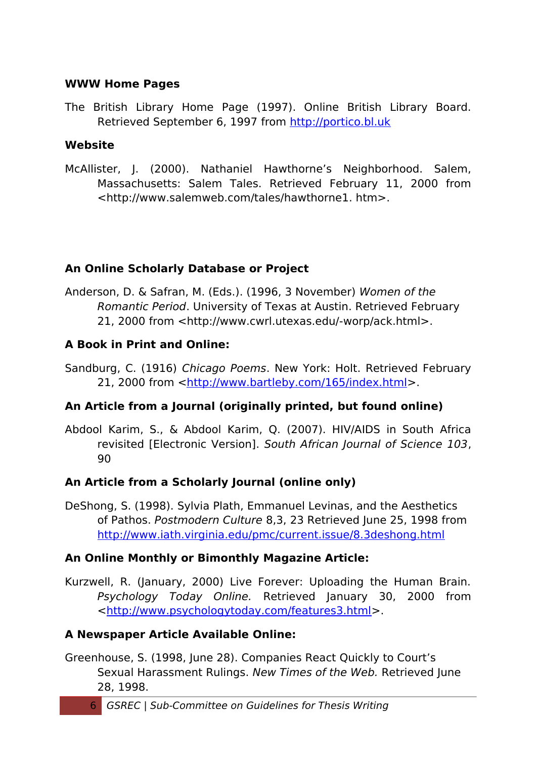**WWW Home Pages**

The British Library Home Page (1997). Online British Library Board. Retrieved September 6, 1997 from http://portico.bl.uk

**Website**

McAllister, J. (2000). Nathaniel Hawthorne's Neighborhood. Salem, Massachusetts: Salem Tales. Retrieved February 11, 2000 from <http://www.salemweb.com/tales/hawthorne1. htm>.

**An Online Scholarly Database or Project**

Anderson, D. & Safran, M. (Eds.). (1996, 3 November) *Women of the Romantic Period*. University of Texas at Austin. Retrieved February 21, 2000 from <http://www.cwrl.utexas.edu/-worp/ack.html>.

**A Book in Print and Online:**

Sandburg, C. (1916) *Chicago Poems*. New York: Holt. Retrieved February 21, 2000 from <http://www.bartleby.com/165/index.html>.

**An Article from a Journal (originally printed, but found online)**

Abdool Karim, S., & Abdool Karim, Q. (2007). HIV/AIDS in South Africa revisited [Electronic Version]. *South African Journal of Science 103*, 90

**An Article from a Scholarly Journal (online only)**

DeShong, S. (1998). Sylvia Plath, Emmanuel Levinas, and the Aesthetics of Pathos. *Postmodern Culture* 8,3, 23 Retrieved June 25, 1998 from http://www.iath.virginia.edu/pmc/current.issue/8.3deshong.html

**An Online Monthly or Bimonthly Magazine Article:**

Kurzwell, R. (January, 2000) Live Forever: Uploading the Human Brain. *Psychology Today Online.* Retrieved January 30, 2000 from <http://www.psychologytoday.com/features3.html>.

**A Newspaper Article Available Online:**

Greenhouse, S. (1998, June 28). Companies React Quickly to Court's Sexual Harassment Rulings. *New Times of the Web.* Retrieved June 28, 1998.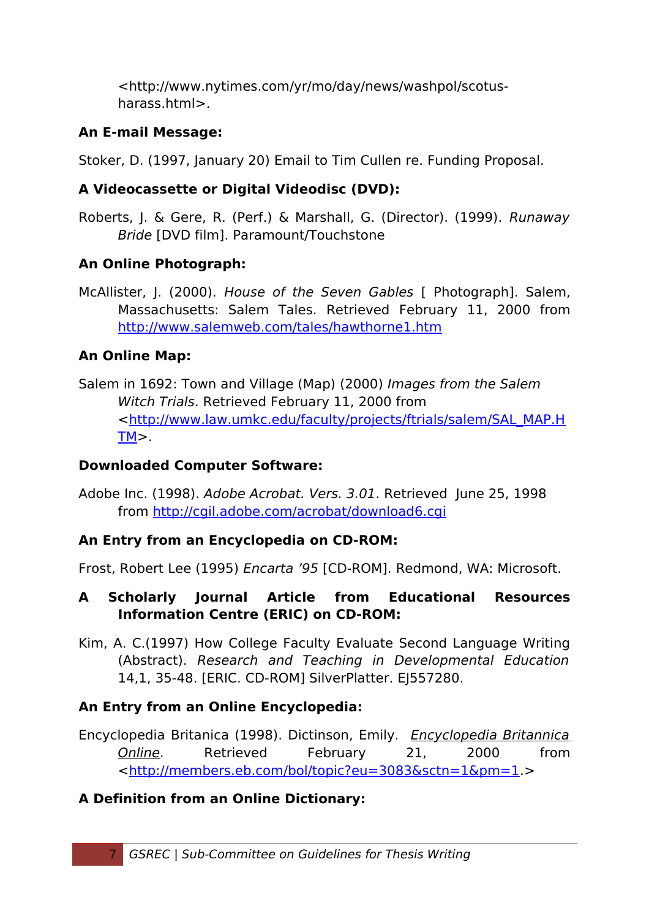<http://www.nytimes.com/yr/mo/day/news/washpol/scotus-harass.html>.

**An E-mail Message:**

Stoker, D. (1997, January 20) Email to Tim Cullen re. Funding Proposal.

**A Videocassette or Digital Videodisc (DVD):**

Roberts, J. & Gere, R. (Perf.) & Marshall, G. (Director). (1999). *Runaway Bride* [DVD film]. Paramount/Touchstone

**An Online Photograph:**

McAllister, J. (2000). *House of the Seven Gables* [ Photograph]. Salem, Massachusetts: Salem Tales. Retrieved February 11, 2000 from http://www.salemweb.com/tales/hawthorne1.htm

**An Online Map:**

Salem in 1692: Town and Village (Map) (2000) *Images from the Salem Witch Trials*. Retrieved February 11, 2000 from <http://www.law.umkc.edu/faculty/projects/ftrials/salem/SAL_MAP.HTM>.

**Downloaded Computer Software:**

Adobe Inc. (1998). *Adobe Acrobat. Vers. 3.01*. Retrieved June 25, 1998 from http://cgil.adobe.com/acrobat/download6.cgi

**An Entry from an Encyclopedia on CD-ROM:**

Frost, Robert Lee (1995) *Encarta '95* [CD-ROM]. Redmond, WA: Microsoft.

**A Scholarly Journal Article from Educational Resources Information Centre (ERIC) on CD-ROM:**

Kim, A. C.(1997) How College Faculty Evaluate Second Language Writing (Abstract). *Research and Teaching in Developmental Education* 14,1, 35-48. [ERIC. CD-ROM] SilverPlatter. EJ557280.

**An Entry from an Online Encyclopedia:**

Encyclopedia Britanica (1998). Dictinson, Emily. *Encyclopedia Britannica Online*. Retrieved February 21, 2000 from <http://members.eb.com/bol/topic?eu=3083&sctn=1&pm=1.>

**A Definition from an Online Dictionary:**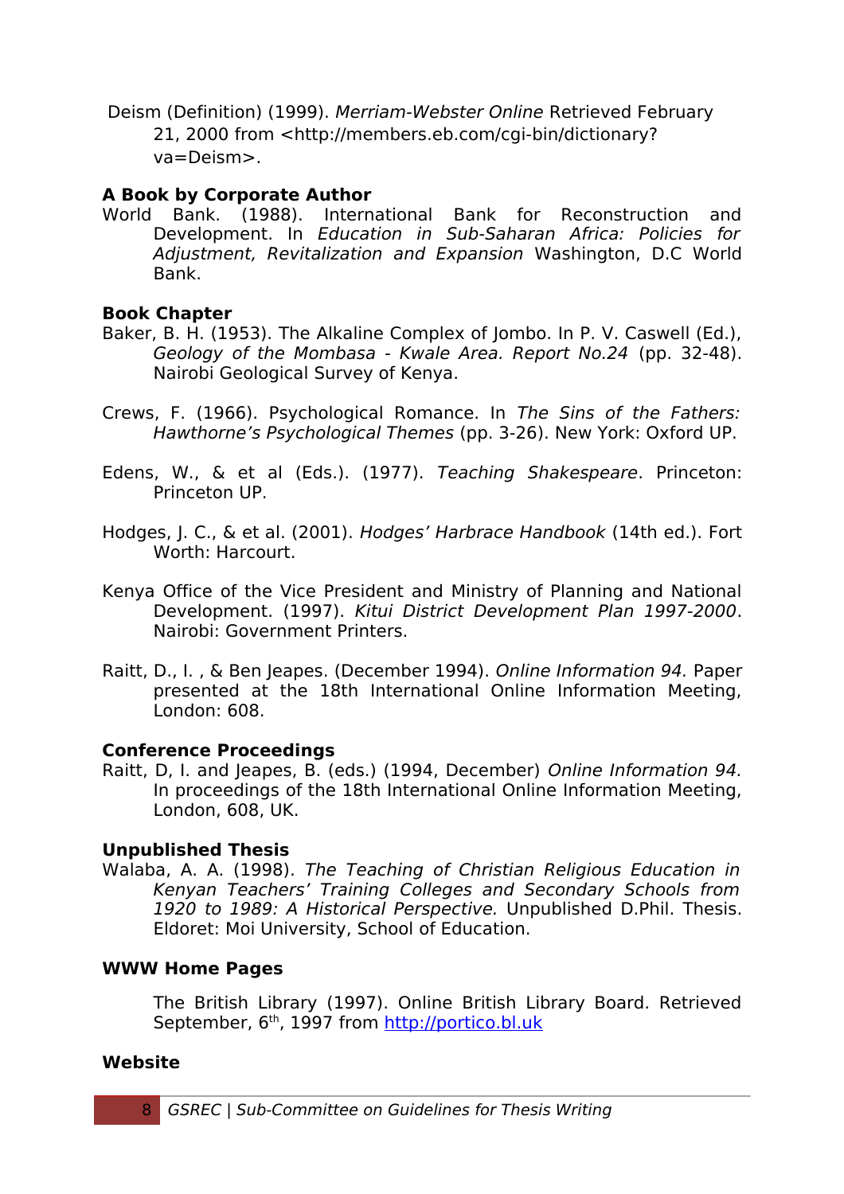Deism (Definition) (1999). *Merriam-Webster Online* Retrieved February 21, 2000 from <http://members.eb.com/cgi-bin/dictionary?va=Deism>.

**A Book by Corporate Author**

World Bank. (1988). International Bank for Reconstruction and Development. In *Education in Sub-Saharan Africa: Policies for Adjustment, Revitalization and Expansion* Washington, D.C World Bank.

**Book Chapter**

Baker, B. H. (1953). The Alkaline Complex of Jombo. In P. V. Caswell (Ed.), *Geology of the Mombasa - Kwale Area. Report No.24* (pp. 32-48). Nairobi Geological Survey of Kenya.

Crews, F. (1966). Psychological Romance. In *The Sins of the Fathers: Hawthorne's Psychological Themes* (pp. 3-26). New York: Oxford UP.

Edens, W., & et al (Eds.). (1977). *Teaching Shakespeare*. Princeton: Princeton UP.

Hodges, J. C., & et al. (2001). *Hodges' Harbrace Handbook* (14th ed.). Fort Worth: Harcourt.

Kenya Office of the Vice President and Ministry of Planning and National Development. (1997). *Kitui District Development Plan 1997-2000*. Nairobi: Government Printers.

Raitt, D., I. , & Ben Jeapes. (December 1994). *Online Information 94.* Paper presented at the 18th International Online Information Meeting, London: 608.

**Conference Proceedings**

Raitt, D, I. and Jeapes, B. (eds.) (1994, December) *Online Information 94.* In proceedings of the 18th International Online Information Meeting, London, 608, UK.

**Unpublished Thesis**

Walaba, A. A. (1998). *The Teaching of Christian Religious Education in Kenyan Teachers' Training Colleges and Secondary Schools from 1920 to 1989: A Historical Perspective.* Unpublished D.Phil. Thesis. Eldoret: Moi University, School of Education.

**WWW Home Pages**

The British Library (1997). Online British Library Board. Retrieved September, 6th, 1997 from http://portico.bl.uk

**Website**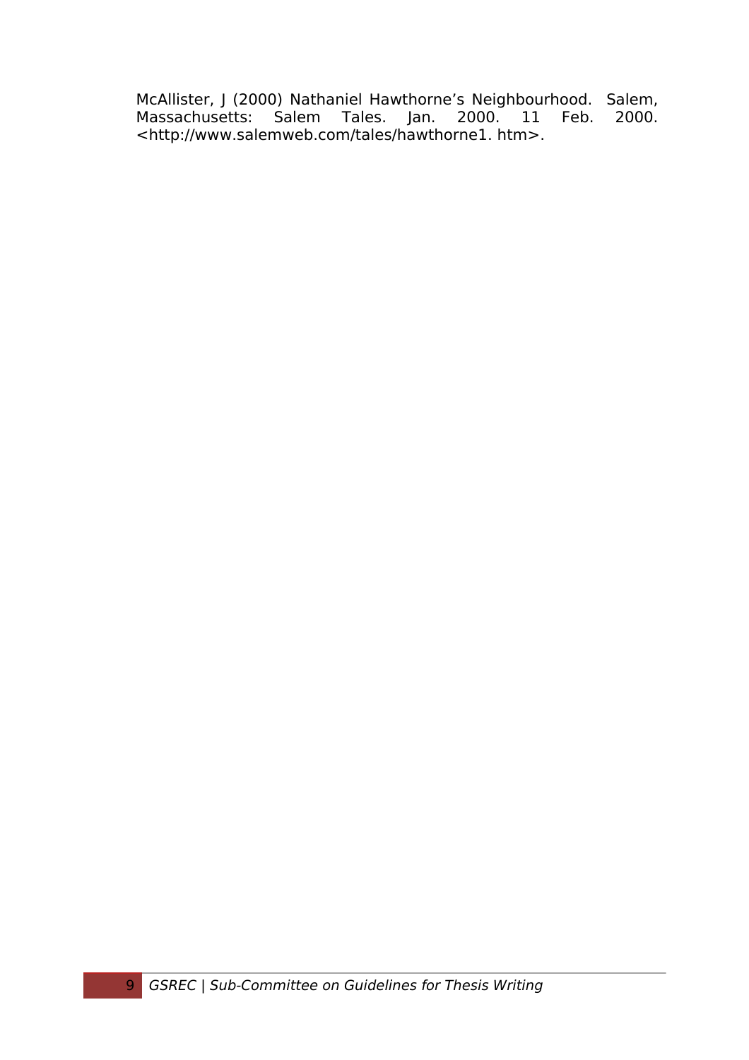McAllister, J (2000) Nathaniel Hawthorne's Neighbourhood. Salem, Massachusetts: Salem Tales. Jan. 2000. 11 Feb. 2000. <http://www.salemweb.com/tales/hawthorne1. htm>.